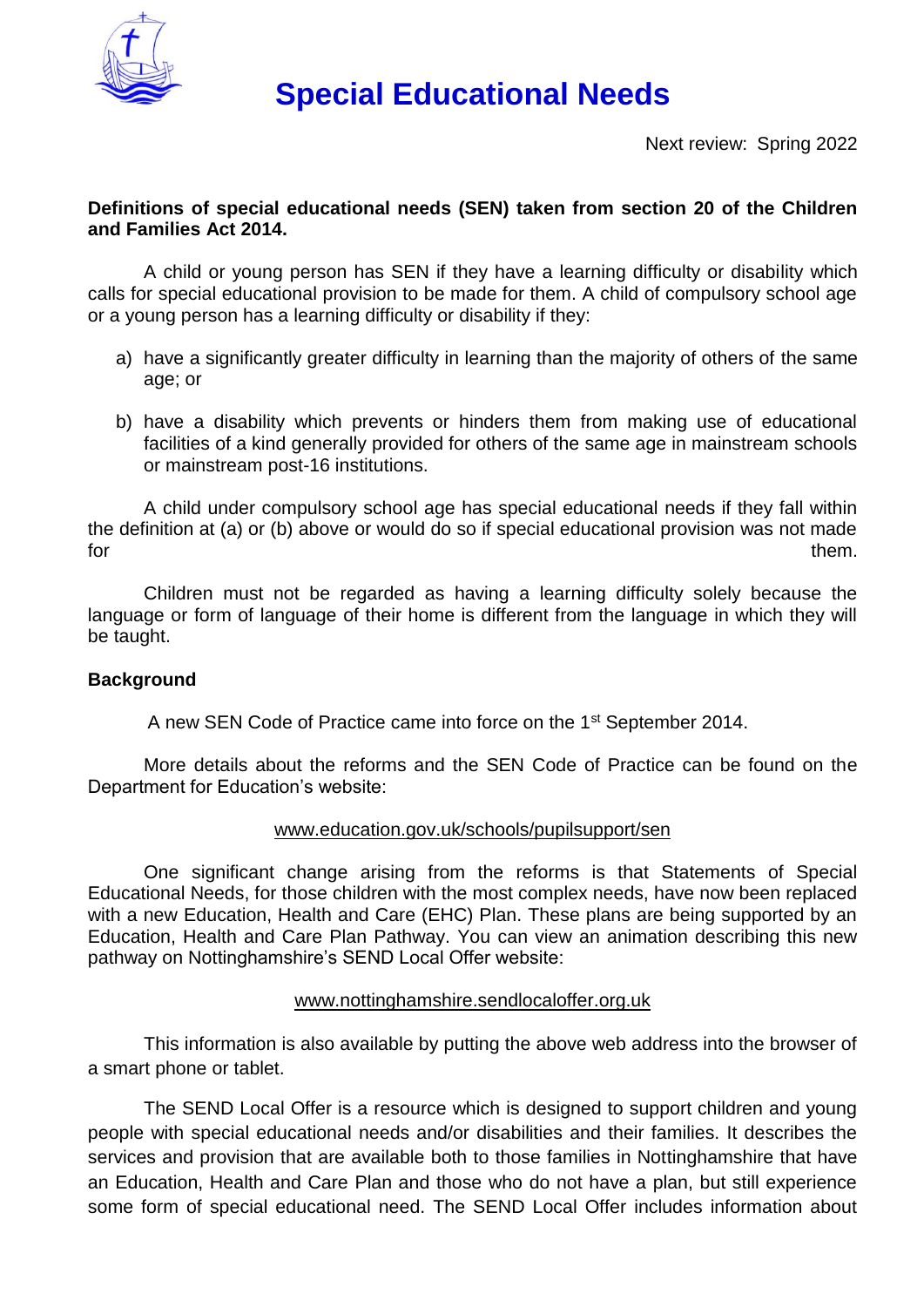# Special Educational Needs

Next review: Spring 2022

**Definitions of special educational needs (SEN) taken from section 20 of the Children and Families Act 2014.**

A child or young person has SEN if they have a learning difficulty or disability which calls for special educational provision to be made for them. A child of compulsory school age or a young person has a learning difficulty or disability if they:

a) have a significantly greater difficulty in learning than the majority of others of the same age; or

b) have a disability which prevents or hinders them from making use of educational facilities of a kind generally provided for others of the same age in mainstream schools or mainstream post-16 institutions.

A child under compulsory school age has special educational needs if they fall within the definition at (a) or (b) above or would do so if special educational provision was not made for them.

Children must not be regarded as having a learning difficulty solely because the language or form of language of their home is different from the language in which they will be taught.

**Background**

A new SEN Code of Practice came into force on the 1st September 2014.

More details about the reforms and the SEN Code of Practice can be found on the Department for Education's website:

www.education.gov.uk/schools/pupilsupport/sen

One significant change arising from the reforms is that Statements of Special Educational Needs, for those children with the most complex needs, have now been replaced with a new Education, Health and Care (EHC) Plan. These plans are being supported by an Education, Health and Care Plan Pathway. You can view an animation describing this new pathway on Nottinghamshire's SEND Local Offer website:

www.nottinghamshire.sendlocaloffer.org.uk

This information is also available by putting the above web address into the browser of a smart phone or tablet.

The SEND Local Offer is a resource which is designed to support children and young people with special educational needs and/or disabilities and their families. It describes the services and provision that are available both to those families in Nottinghamshire that have an Education, Health and Care Plan and those who do not have a plan, but still experience some form of special educational need. The SEND Local Offer includes information about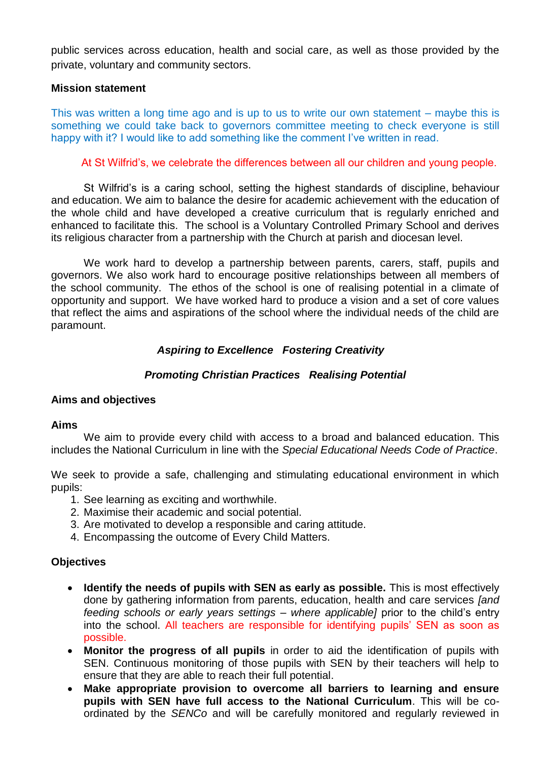public services across education, health and social care, as well as those provided by the private, voluntary and community sectors.

**Mission statement**

This was written a long time ago and is up to us to write our own statement – maybe this is something we could take back to governors committee meeting to check everyone is still happy with it? I would like to add something like the comment I've written in read.

At St Wilfrid's, we celebrate the differences between all our children and young people.

St Wilfrid's is a caring school, setting the highest standards of discipline, behaviour and education. We aim to balance the desire for academic achievement with the education of the whole child and have developed a creative curriculum that is regularly enriched and enhanced to facilitate this. The school is a Voluntary Controlled Primary School and derives its religious character from a partnership with the Church at parish and diocesan level.

We work hard to develop a partnership between parents, carers, staff, pupils and governors. We also work hard to encourage positive relationships between all members of the school community. The ethos of the school is one of realising potential in a climate of opportunity and support. We have worked hard to produce a vision and a set of core values that reflect the aims and aspirations of the school where the individual needs of the child are paramount.

***Aspiring to Excellence   Fostering Creativity***

***Promoting Christian Practices   Realising Potential***

**Aims and objectives**

**Aims**

We aim to provide every child with access to a broad and balanced education. This includes the National Curriculum in line with the *Special Educational Needs Code of Practice*.

We seek to provide a safe, challenging and stimulating educational environment in which pupils:

1. See learning as exciting and worthwhile.
2. Maximise their academic and social potential.
3. Are motivated to develop a responsible and caring attitude.
4. Encompassing the outcome of Every Child Matters.

**Objectives**

- **Identify the needs of pupils with SEN as early as possible.** This is most effectively done by gathering information from parents, education, health and care services *[and feeding schools or early years settings – where applicable]* prior to the child's entry into the school. All teachers are responsible for identifying pupils' SEN as soon as possible.
- **Monitor the progress of all pupils** in order to aid the identification of pupils with SEN. Continuous monitoring of those pupils with SEN by their teachers will help to ensure that they are able to reach their full potential.
- **Make appropriate provision to overcome all barriers to learning and ensure pupils with SEN have full access to the National Curriculum**. This will be co-ordinated by the *SENCo* and will be carefully monitored and regularly reviewed in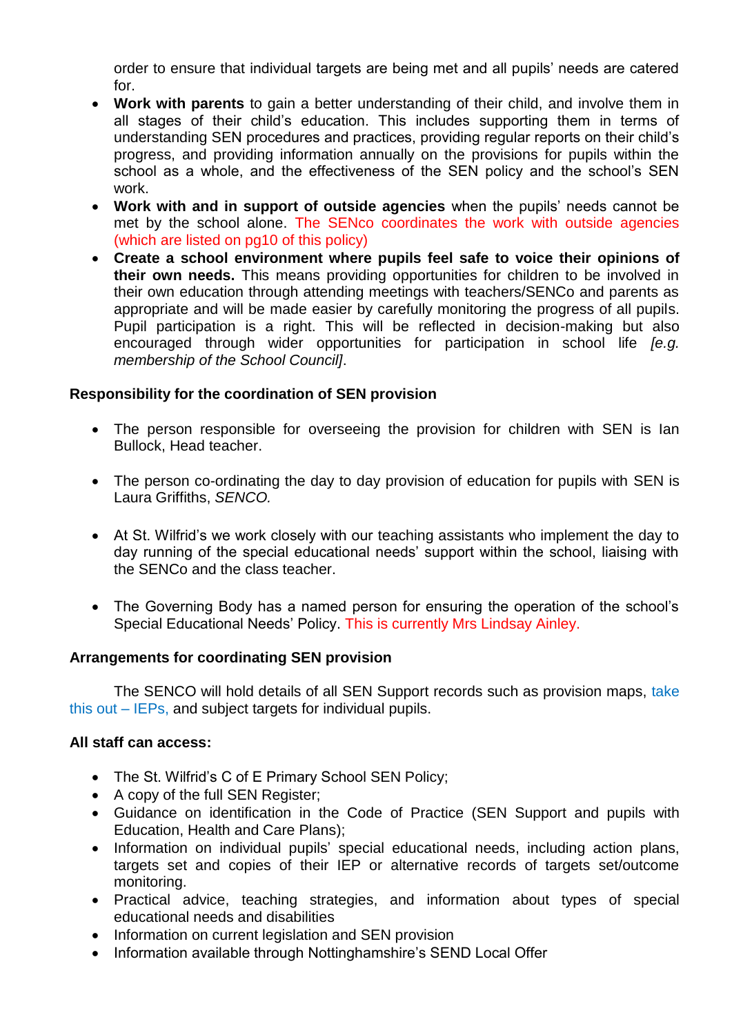order to ensure that individual targets are being met and all pupils' needs are catered for.

- **Work with parents** to gain a better understanding of their child, and involve them in all stages of their child's education. This includes supporting them in terms of understanding SEN procedures and practices, providing regular reports on their child's progress, and providing information annually on the provisions for pupils within the school as a whole, and the effectiveness of the SEN policy and the school's SEN work.
- **Work with and in support of outside agencies** when the pupils' needs cannot be met by the school alone. The SENco coordinates the work with outside agencies (which are listed on pg10 of this policy)
- **Create a school environment where pupils feel safe to voice their opinions of their own needs.** This means providing opportunities for children to be involved in their own education through attending meetings with teachers/SENCo and parents as appropriate and will be made easier by carefully monitoring the progress of all pupils. Pupil participation is a right. This will be reflected in decision-making but also encouraged through wider opportunities for participation in school life *[e.g. membership of the School Council]*.

**Responsibility for the coordination of SEN provision**

- The person responsible for overseeing the provision for children with SEN is Ian Bullock, Head teacher.
- The person co-ordinating the day to day provision of education for pupils with SEN is Laura Griffiths, *SENCO.*
- At St. Wilfrid's we work closely with our teaching assistants who implement the day to day running of the special educational needs' support within the school, liaising with the SENCo and the class teacher.
- The Governing Body has a named person for ensuring the operation of the school's Special Educational Needs' Policy. This is currently Mrs Lindsay Ainley.

**Arrangements for coordinating SEN provision**

The SENCO will hold details of all SEN Support records such as provision maps, take this out – IEPs, and subject targets for individual pupils.

**All staff can access:**

- The St. Wilfrid's C of E Primary School SEN Policy;
- A copy of the full SEN Register;
- Guidance on identification in the Code of Practice (SEN Support and pupils with Education, Health and Care Plans);
- Information on individual pupils' special educational needs, including action plans, targets set and copies of their IEP or alternative records of targets set/outcome monitoring.
- Practical advice, teaching strategies, and information about types of special educational needs and disabilities
- Information on current legislation and SEN provision
- Information available through Nottinghamshire's SEND Local Offer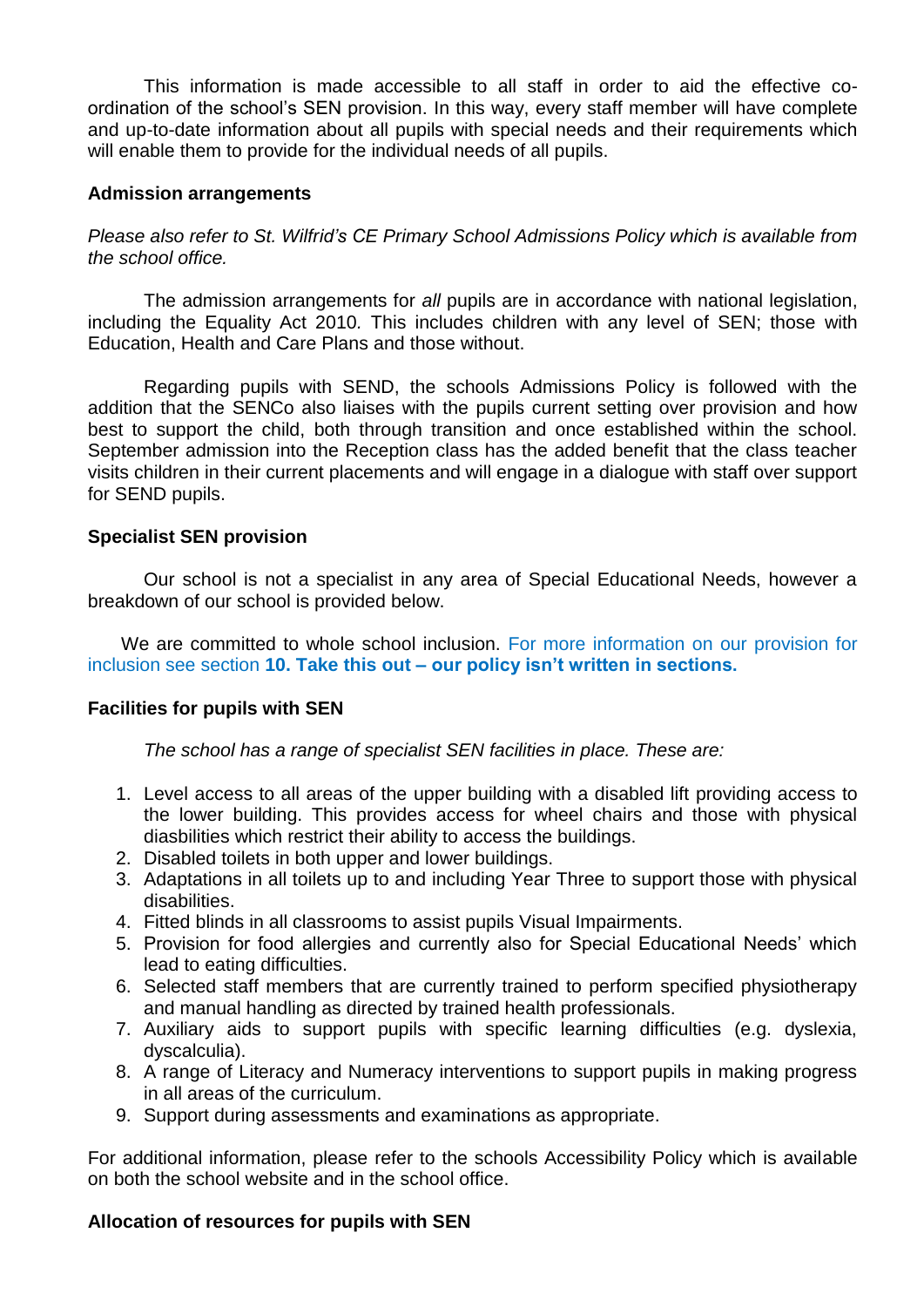This information is made accessible to all staff in order to aid the effective co-ordination of the school's SEN provision. In this way, every staff member will have complete and up-to-date information about all pupils with special needs and their requirements which will enable them to provide for the individual needs of all pupils.

**Admission arrangements**

*Please also refer to St. Wilfrid's CE Primary School Admissions Policy which is available from the school office.*

The admission arrangements for *all* pupils are in accordance with national legislation, including the Equality Act 2010. This includes children with any level of SEN; those with Education, Health and Care Plans and those without.

Regarding pupils with SEND, the schools Admissions Policy is followed with the addition that the SENCo also liaises with the pupils current setting over provision and how best to support the child, both through transition and once established within the school. September admission into the Reception class has the added benefit that the class teacher visits children in their current placements and will engage in a dialogue with staff over support for SEND pupils.

**Specialist SEN provision**

Our school is not a specialist in any area of Special Educational Needs, however a breakdown of our school is provided below.

We are committed to whole school inclusion. For more information on our provision for inclusion see section **10. Take this out – our policy isn't written in sections.**

**Facilities for pupils with SEN**

*The school has a range of specialist SEN facilities in place. These are:*

1. Level access to all areas of the upper building with a disabled lift providing access to the lower building. This provides access for wheel chairs and those with physical diasbilities which restrict their ability to access the buildings.
2. Disabled toilets in both upper and lower buildings.
3. Adaptations in all toilets up to and including Year Three to support those with physical disabilities.
4. Fitted blinds in all classrooms to assist pupils Visual Impairments.
5. Provision for food allergies and currently also for Special Educational Needs' which lead to eating difficulties.
6. Selected staff members that are currently trained to perform specified physiotherapy and manual handling as directed by trained health professionals.
7. Auxiliary aids to support pupils with specific learning difficulties (e.g. dyslexia, dyscalculia).
8. A range of Literacy and Numeracy interventions to support pupils in making progress in all areas of the curriculum.
9. Support during assessments and examinations as appropriate.

For additional information, please refer to the schools Accessibility Policy which is available on both the school website and in the school office.

**Allocation of resources for pupils with SEN**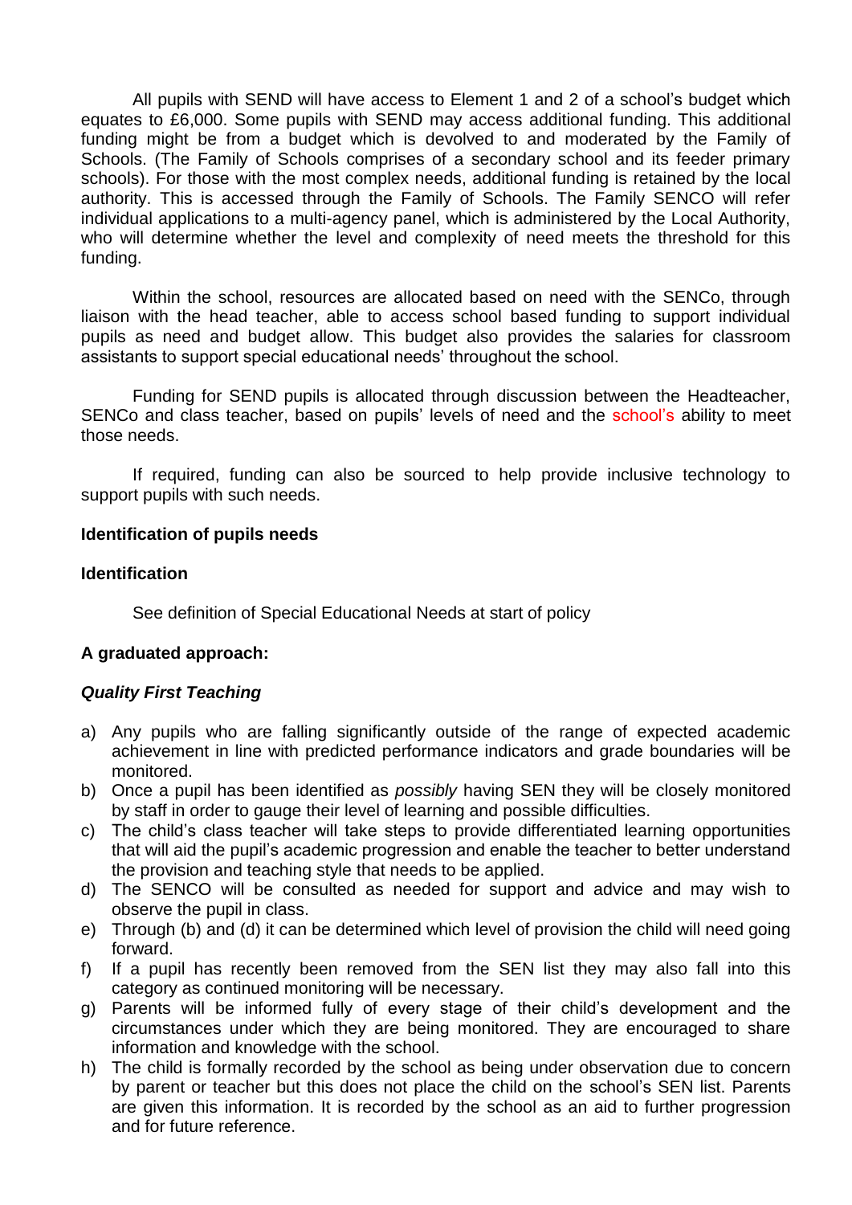All pupils with SEND will have access to Element 1 and 2 of a school's budget which equates to £6,000. Some pupils with SEND may access additional funding. This additional funding might be from a budget which is devolved to and moderated by the Family of Schools. (The Family of Schools comprises of a secondary school and its feeder primary schools). For those with the most complex needs, additional funding is retained by the local authority. This is accessed through the Family of Schools. The Family SENCO will refer individual applications to a multi-agency panel, which is administered by the Local Authority, who will determine whether the level and complexity of need meets the threshold for this funding.

Within the school, resources are allocated based on need with the SENCo, through liaison with the head teacher, able to access school based funding to support individual pupils as need and budget allow. This budget also provides the salaries for classroom assistants to support special educational needs' throughout the school.

Funding for SEND pupils is allocated through discussion between the Headteacher, SENCo and class teacher, based on pupils' levels of need and the school's ability to meet those needs.

If required, funding can also be sourced to help provide inclusive technology to support pupils with such needs.

**Identification of pupils needs**

**Identification**

See definition of Special Educational Needs at start of policy

**A graduated approach:**

***Quality First Teaching***

a) Any pupils who are falling significantly outside of the range of expected academic achievement in line with predicted performance indicators and grade boundaries will be monitored.
b) Once a pupil has been identified as *possibly* having SEN they will be closely monitored by staff in order to gauge their level of learning and possible difficulties.
c) The child's class teacher will take steps to provide differentiated learning opportunities that will aid the pupil's academic progression and enable the teacher to better understand the provision and teaching style that needs to be applied.
d) The SENCO will be consulted as needed for support and advice and may wish to observe the pupil in class.
e) Through (b) and (d) it can be determined which level of provision the child will need going forward.
f) If a pupil has recently been removed from the SEN list they may also fall into this category as continued monitoring will be necessary.
g) Parents will be informed fully of every stage of their child's development and the circumstances under which they are being monitored. They are encouraged to share information and knowledge with the school.
h) The child is formally recorded by the school as being under observation due to concern by parent or teacher but this does not place the child on the school's SEN list. Parents are given this information. It is recorded by the school as an aid to further progression and for future reference.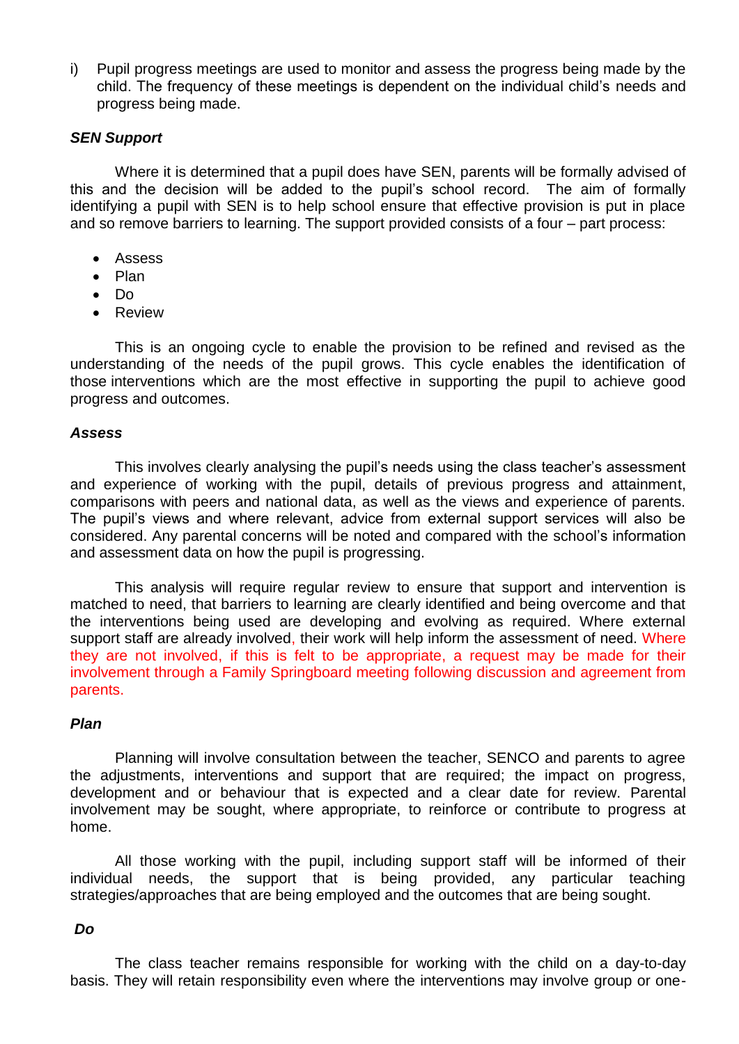i) Pupil progress meetings are used to monitor and assess the progress being made by the child. The frequency of these meetings is dependent on the individual child's needs and progress being made.

***SEN Support***

Where it is determined that a pupil does have SEN, parents will be formally advised of this and the decision will be added to the pupil's school record. The aim of formally identifying a pupil with SEN is to help school ensure that effective provision is put in place and so remove barriers to learning. The support provided consists of a four – part process:

- Assess
- Plan
- Do
- Review

This is an ongoing cycle to enable the provision to be refined and revised as the understanding of the needs of the pupil grows. This cycle enables the identification of those interventions which are the most effective in supporting the pupil to achieve good progress and outcomes.

***Assess***

This involves clearly analysing the pupil's needs using the class teacher's assessment and experience of working with the pupil, details of previous progress and attainment, comparisons with peers and national data, as well as the views and experience of parents. The pupil's views and where relevant, advice from external support services will also be considered. Any parental concerns will be noted and compared with the school's information and assessment data on how the pupil is progressing.

This analysis will require regular review to ensure that support and intervention is matched to need, that barriers to learning are clearly identified and being overcome and that the interventions being used are developing and evolving as required. Where external support staff are already involved, their work will help inform the assessment of need. Where they are not involved, if this is felt to be appropriate, a request may be made for their involvement through a Family Springboard meeting following discussion and agreement from parents.

***Plan***

Planning will involve consultation between the teacher, SENCO and parents to agree the adjustments, interventions and support that are required; the impact on progress, development and or behaviour that is expected and a clear date for review. Parental involvement may be sought, where appropriate, to reinforce or contribute to progress at home.

All those working with the pupil, including support staff will be informed of their individual needs, the support that is being provided, any particular teaching strategies/approaches that are being employed and the outcomes that are being sought.

***Do***

The class teacher remains responsible for working with the child on a day-to-day basis. They will retain responsibility even where the interventions may involve group or one-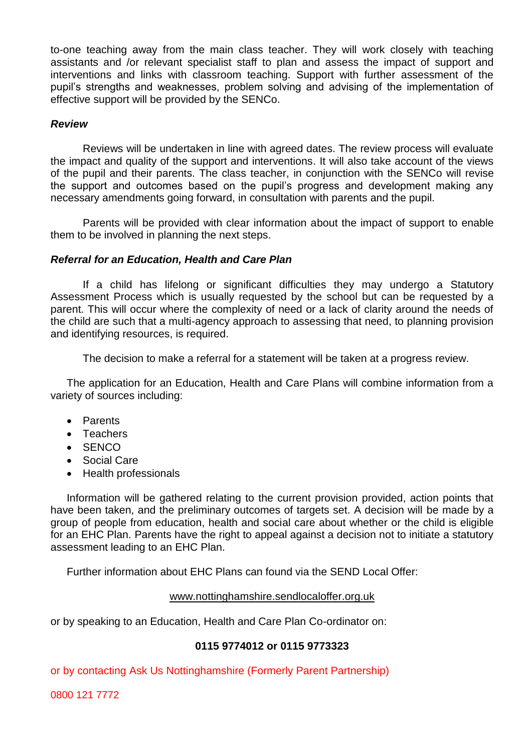to-one teaching away from the main class teacher. They will work closely with teaching assistants and /or relevant specialist staff to plan and assess the impact of support and interventions and links with classroom teaching. Support with further assessment of the pupil's strengths and weaknesses, problem solving and advising of the implementation of effective support will be provided by the SENCo.

***Review***

Reviews will be undertaken in line with agreed dates. The review process will evaluate the impact and quality of the support and interventions. It will also take account of the views of the pupil and their parents. The class teacher, in conjunction with the SENCo will revise the support and outcomes based on the pupil's progress and development making any necessary amendments going forward, in consultation with parents and the pupil.

Parents will be provided with clear information about the impact of support to enable them to be involved in planning the next steps.

***Referral for an Education, Health and Care Plan***

If a child has lifelong or significant difficulties they may undergo a Statutory Assessment Process which is usually requested by the school but can be requested by a parent. This will occur where the complexity of need or a lack of clarity around the needs of the child are such that a multi-agency approach to assessing that need, to planning provision and identifying resources, is required.

The decision to make a referral for a statement will be taken at a progress review.

The application for an Education, Health and Care Plans will combine information from a variety of sources including:

- Parents
- Teachers
- SENCO
- Social Care
- Health professionals

Information will be gathered relating to the current provision provided, action points that have been taken, and the preliminary outcomes of targets set. A decision will be made by a group of people from education, health and social care about whether or the child is eligible for an EHC Plan. Parents have the right to appeal against a decision not to initiate a statutory assessment leading to an EHC Plan.

Further information about EHC Plans can found via the SEND Local Offer:

www.nottinghamshire.sendlocaloffer.org.uk

or by speaking to an Education, Health and Care Plan Co-ordinator on:

**0115 9774012 or 0115 9773323**

or by contacting Ask Us Nottinghamshire (Formerly Parent Partnership)

0800 121 7772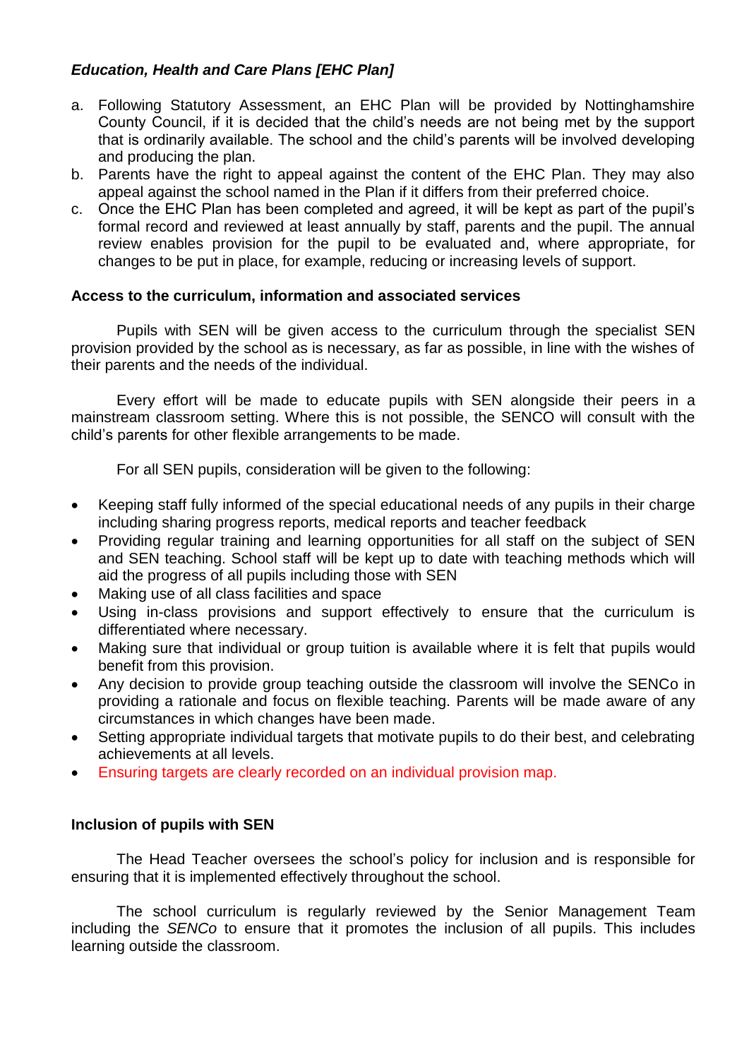***Education, Health and Care Plans [EHC Plan]***

a. Following Statutory Assessment, an EHC Plan will be provided by Nottinghamshire County Council, if it is decided that the child's needs are not being met by the support that is ordinarily available. The school and the child's parents will be involved developing and producing the plan.
b. Parents have the right to appeal against the content of the EHC Plan. They may also appeal against the school named in the Plan if it differs from their preferred choice.
c. Once the EHC Plan has been completed and agreed, it will be kept as part of the pupil's formal record and reviewed at least annually by staff, parents and the pupil. The annual review enables provision for the pupil to be evaluated and, where appropriate, for changes to be put in place, for example, reducing or increasing levels of support.

**Access to the curriculum, information and associated services**

Pupils with SEN will be given access to the curriculum through the specialist SEN provision provided by the school as is necessary, as far as possible, in line with the wishes of their parents and the needs of the individual.

Every effort will be made to educate pupils with SEN alongside their peers in a mainstream classroom setting. Where this is not possible, the SENCO will consult with the child's parents for other flexible arrangements to be made.

For all SEN pupils, consideration will be given to the following:

- Keeping staff fully informed of the special educational needs of any pupils in their charge including sharing progress reports, medical reports and teacher feedback
- Providing regular training and learning opportunities for all staff on the subject of SEN and SEN teaching. School staff will be kept up to date with teaching methods which will aid the progress of all pupils including those with SEN
- Making use of all class facilities and space
- Using in-class provisions and support effectively to ensure that the curriculum is differentiated where necessary.
- Making sure that individual or group tuition is available where it is felt that pupils would benefit from this provision.
- Any decision to provide group teaching outside the classroom will involve the SENCo in providing a rationale and focus on flexible teaching. Parents will be made aware of any circumstances in which changes have been made.
- Setting appropriate individual targets that motivate pupils to do their best, and celebrating achievements at all levels.
- Ensuring targets are clearly recorded on an individual provision map.

**Inclusion of pupils with SEN**

The Head Teacher oversees the school's policy for inclusion and is responsible for ensuring that it is implemented effectively throughout the school.

The school curriculum is regularly reviewed by the Senior Management Team including the *SENCo* to ensure that it promotes the inclusion of all pupils. This includes learning outside the classroom.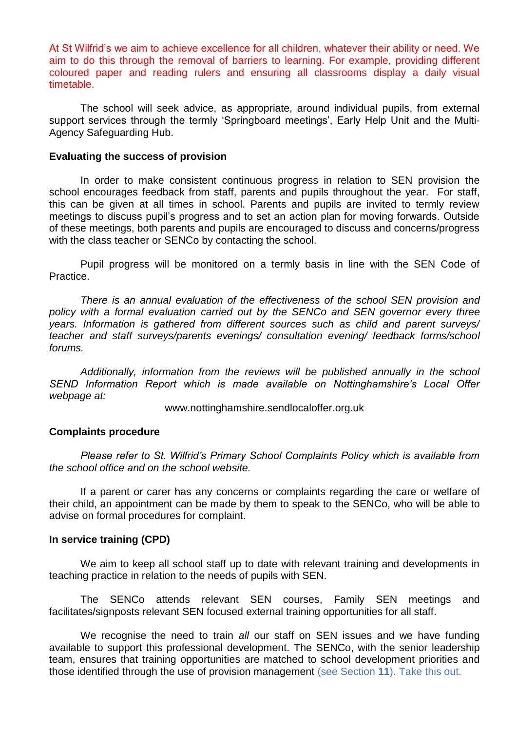At St Wilfrid's we aim to achieve excellence for all children, whatever their ability or need. We aim to do this through the removal of barriers to learning. For example, providing different coloured paper and reading rulers and ensuring all classrooms display a daily visual timetable.

The school will seek advice, as appropriate, around individual pupils, from external support services through the termly 'Springboard meetings', Early Help Unit and the Multi-Agency Safeguarding Hub.

**Evaluating the success of provision**

In order to make consistent continuous progress in relation to SEN provision the school encourages feedback from staff, parents and pupils throughout the year. For staff, this can be given at all times in school. Parents and pupils are invited to termly review meetings to discuss pupil's progress and to set an action plan for moving forwards. Outside of these meetings, both parents and pupils are encouraged to discuss and concerns/progress with the class teacher or SENCo by contacting the school.

Pupil progress will be monitored on a termly basis in line with the SEN Code of Practice.

*There is an annual evaluation of the effectiveness of the school SEN provision and policy with a formal evaluation carried out by the SENCo and SEN governor every three years. Information is gathered from different sources such as child and parent surveys/ teacher and staff surveys/parents evenings/ consultation evening/ feedback forms/school forums.*

*Additionally, information from the reviews will be published annually in the school SEND Information Report which is made available on Nottinghamshire's Local Offer webpage at:*

www.nottinghamshire.sendlocaloffer.org.uk

**Complaints procedure**

*Please refer to St. Wilfrid's Primary School Complaints Policy which is available from the school office and on the school website.*

If a parent or carer has any concerns or complaints regarding the care or welfare of their child, an appointment can be made by them to speak to the SENCo, who will be able to advise on formal procedures for complaint.

**In service training (CPD)**

We aim to keep all school staff up to date with relevant training and developments in teaching practice in relation to the needs of pupils with SEN.

The SENCo attends relevant SEN courses, Family SEN meetings and facilitates/signposts relevant SEN focused external training opportunities for all staff.

We recognise the need to train *all* our staff on SEN issues and we have funding available to support this professional development. The SENCo, with the senior leadership team, ensures that training opportunities are matched to school development priorities and those identified through the use of provision management (see Section **11**). Take this out.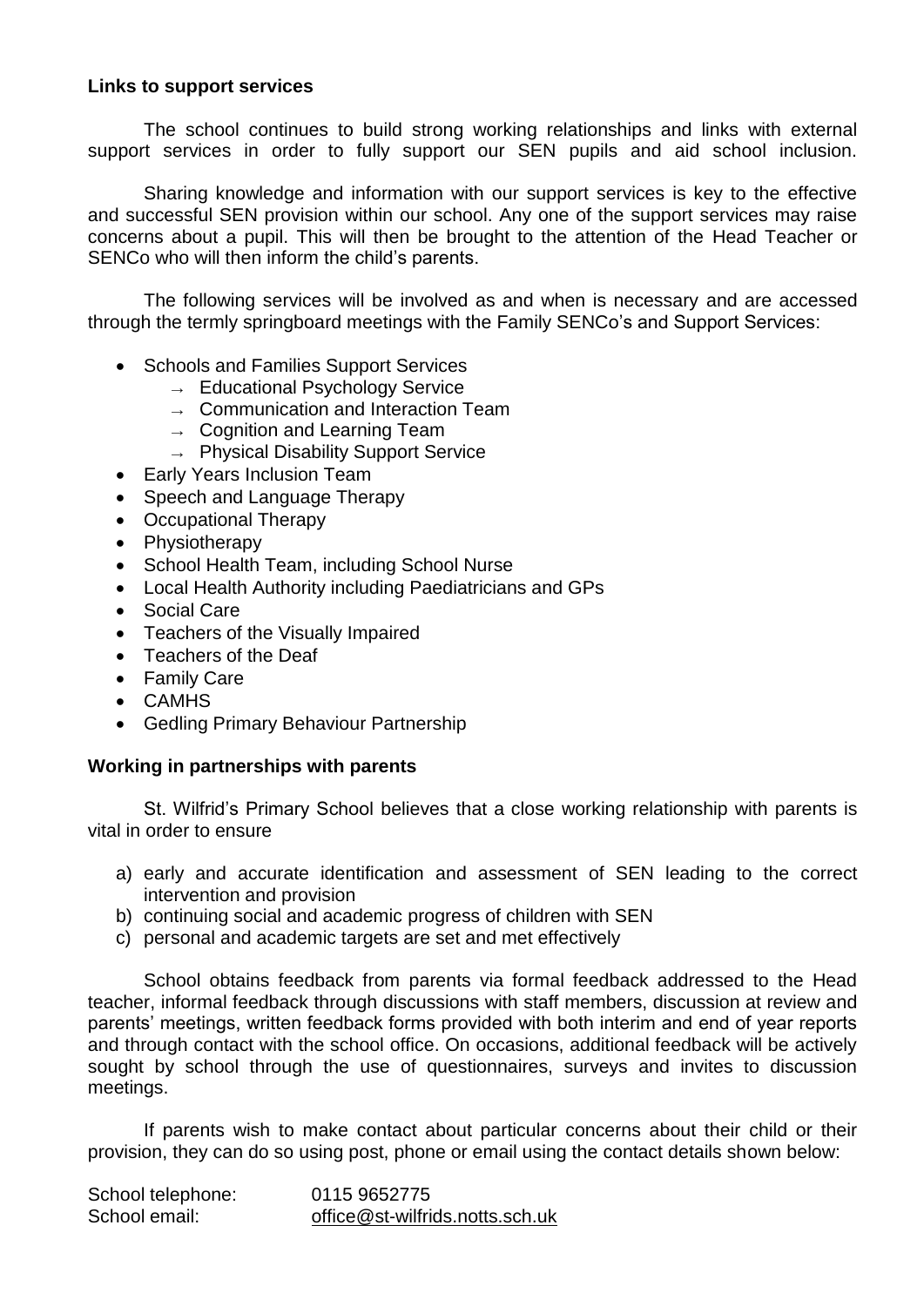**Links to support services**

The school continues to build strong working relationships and links with external support services in order to fully support our SEN pupils and aid school inclusion.

Sharing knowledge and information with our support services is key to the effective and successful SEN provision within our school. Any one of the support services may raise concerns about a pupil. This will then be brought to the attention of the Head Teacher or SENCo who will then inform the child's parents.

The following services will be involved as and when is necessary and are accessed through the termly springboard meetings with the Family SENCo's and Support Services:

- Schools and Families Support Services
  - → Educational Psychology Service
  - → Communication and Interaction Team
  - → Cognition and Learning Team
  - → Physical Disability Support Service
- Early Years Inclusion Team
- Speech and Language Therapy
- Occupational Therapy
- Physiotherapy
- School Health Team, including School Nurse
- Local Health Authority including Paediatricians and GPs
- Social Care
- Teachers of the Visually Impaired
- Teachers of the Deaf
- Family Care
- CAMHS
- Gedling Primary Behaviour Partnership

**Working in partnerships with parents**

St. Wilfrid's Primary School believes that a close working relationship with parents is vital in order to ensure

a) early and accurate identification and assessment of SEN leading to the correct intervention and provision
b) continuing social and academic progress of children with SEN
c) personal and academic targets are set and met effectively

School obtains feedback from parents via formal feedback addressed to the Head teacher, informal feedback through discussions with staff members, discussion at review and parents' meetings, written feedback forms provided with both interim and end of year reports and through contact with the school office. On occasions, additional feedback will be actively sought by school through the use of questionnaires, surveys and invites to discussion meetings.

If parents wish to make contact about particular concerns about their child or their provision, they can do so using post, phone or email using the contact details shown below:

School telephone: 0115 9652775
School email: office@st-wilfrids.notts.sch.uk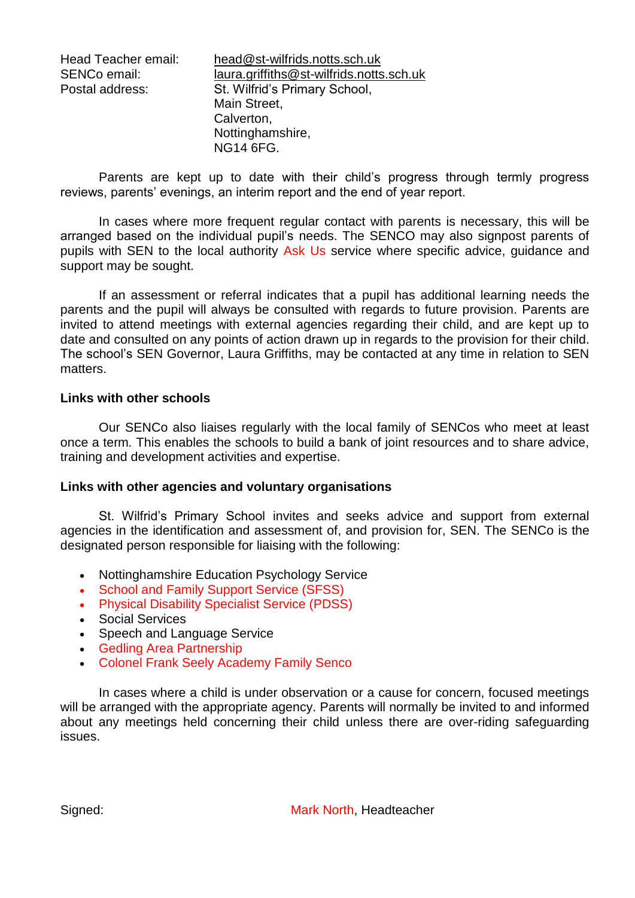Head Teacher email: head@st-wilfrids.notts.sch.uk
SENCo email: laura.griffiths@st-wilfrids.notts.sch.uk
Postal address: St. Wilfrid's Primary School,
Main Street,
Calverton,
Nottinghamshire,
NG14 6FG.

Parents are kept up to date with their child's progress through termly progress reviews, parents' evenings, an interim report and the end of year report.

In cases where more frequent regular contact with parents is necessary, this will be arranged based on the individual pupil's needs. The SENCO may also signpost parents of pupils with SEN to the local authority Ask Us service where specific advice, guidance and support may be sought.

If an assessment or referral indicates that a pupil has additional learning needs the parents and the pupil will always be consulted with regards to future provision. Parents are invited to attend meetings with external agencies regarding their child, and are kept up to date and consulted on any points of action drawn up in regards to the provision for their child. The school's SEN Governor, Laura Griffiths, may be contacted at any time in relation to SEN matters.

**Links with other schools**

Our SENCo also liaises regularly with the local family of SENCos who meet at least once a term. This enables the schools to build a bank of joint resources and to share advice, training and development activities and expertise.

**Links with other agencies and voluntary organisations**

St. Wilfrid's Primary School invites and seeks advice and support from external agencies in the identification and assessment of, and provision for, SEN. The SENCo is the designated person responsible for liaising with the following:

- Nottinghamshire Education Psychology Service
- School and Family Support Service (SFSS)
- Physical Disability Specialist Service (PDSS)
- Social Services
- Speech and Language Service
- Gedling Area Partnership
- Colonel Frank Seely Academy Family Senco

In cases where a child is under observation or a cause for concern, focused meetings will be arranged with the appropriate agency. Parents will normally be invited to and informed about any meetings held concerning their child unless there are over-riding safeguarding issues.

Signed: Mark North, Headteacher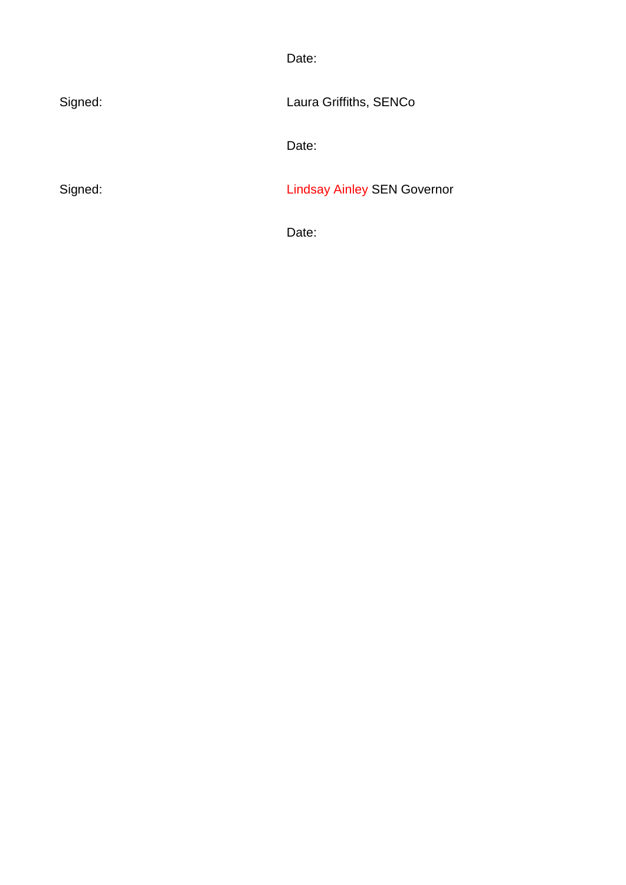Date:

Signed: Laura Griffiths, SENCo

Date:

Signed: Lindsay Ainley SEN Governor

Date: